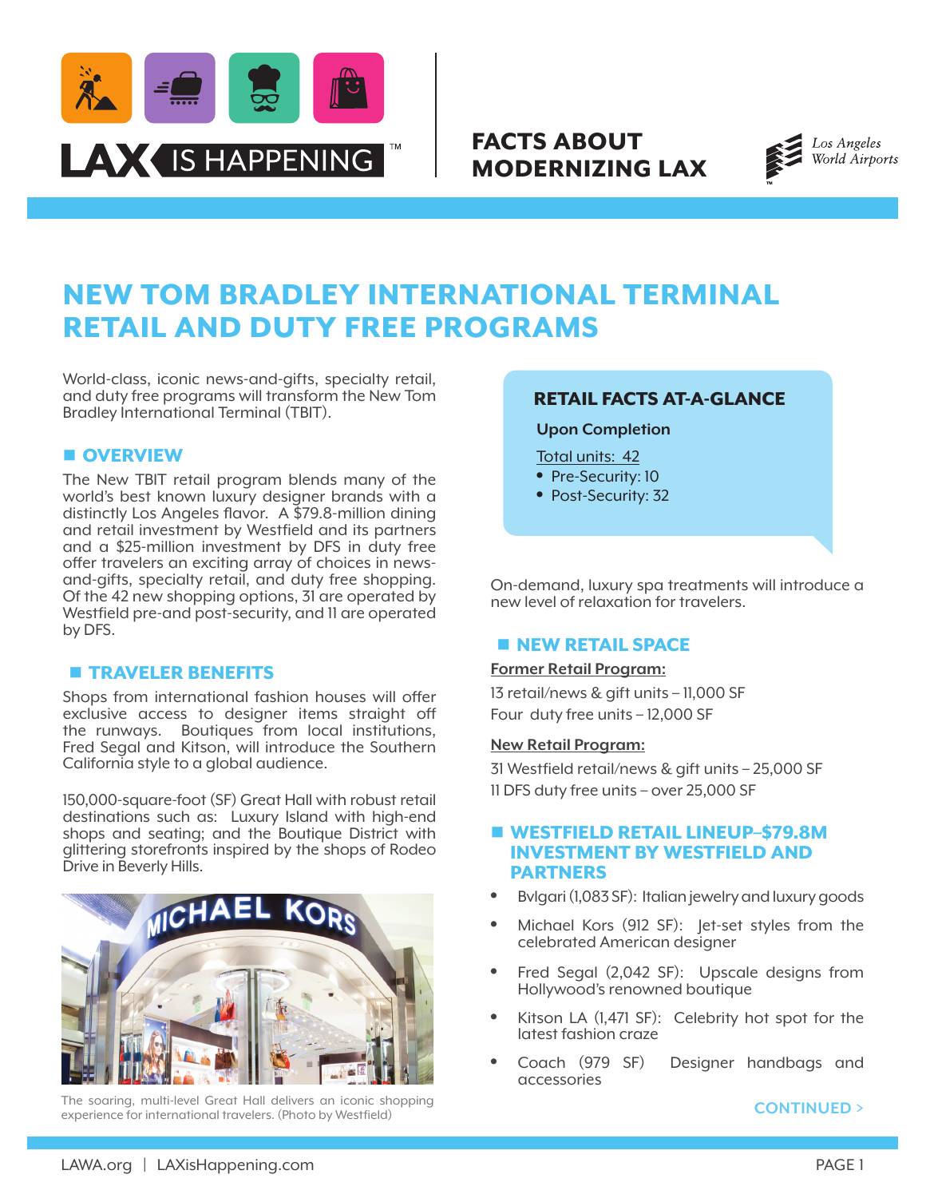# FACTS ABOUT MODERNIZING LAX

## NEW TOM BRADLEY INTERNATIONAL TERMINAL RETAIL AND DUTY FREE PROGRAMS

World-class, iconic news-and-gifts, specialty retail, and duty free programs will transform the New Tom Bradley International Terminal (TBIT).

### OVERVIEW

The New TBIT retail program blends many of the world's best known luxury designer brands with a distinctly Los Angeles flavor. A $79.8-million dining and retail investment by Westfield and its partners and a $25-million investment by DFS in duty free offer travelers an exciting array of choices in news-and-gifts, specialty retail, and duty free shopping. Of the 42 new shopping options, 31 are operated by Westfield pre-and post-security, and 11 are operated by DFS.

### TRAVELER BENEFITS

Shops from international fashion houses will offer exclusive access to designer items straight off the runways. Boutiques from local institutions, Fred Segal and Kitson, will introduce the Southern California style to a global audience.

150,000-square-foot (SF) Great Hall with robust retail destinations such as: Luxury Island with high-end shops and seating; and the Boutique District with glittering storefronts inspired by the shops of Rodeo Drive in Beverly Hills.

The soaring, multi-level Great Hall delivers an iconic shopping experience for international travelers. (Photo by Westfield)

### RETAIL FACTS AT-A-GLANCE

**Upon Completion**

Total units: 42

- Pre-Security: 10
- Post-Security: 32

On-demand, luxury spa treatments will introduce a new level of relaxation for travelers.

### NEW RETAIL SPACE

**Former Retail Program:**

13 retail/news & gift units – 11,000 SF

Four duty free units – 12,000 SF

**New Retail Program:**

31 Westfield retail/news & gift units – 25,000 SF

11 DFS duty free units – over 25,000 SF

### WESTFIELD RETAIL LINEUP–$79.8M INVESTMENT BY WESTFIELD AND PARTNERS

- Bvlgari (1,083 SF): Italian jewelry and luxury goods
- Michael Kors (912 SF): Jet-set styles from the celebrated American designer
- Fred Segal (2,042 SF): Upscale designs from Hollywood's renowned boutique
- Kitson LA (1,471 SF): Celebrity hot spot for the latest fashion craze
- Coach (979 SF) Designer handbags and accessories

CONTINUED >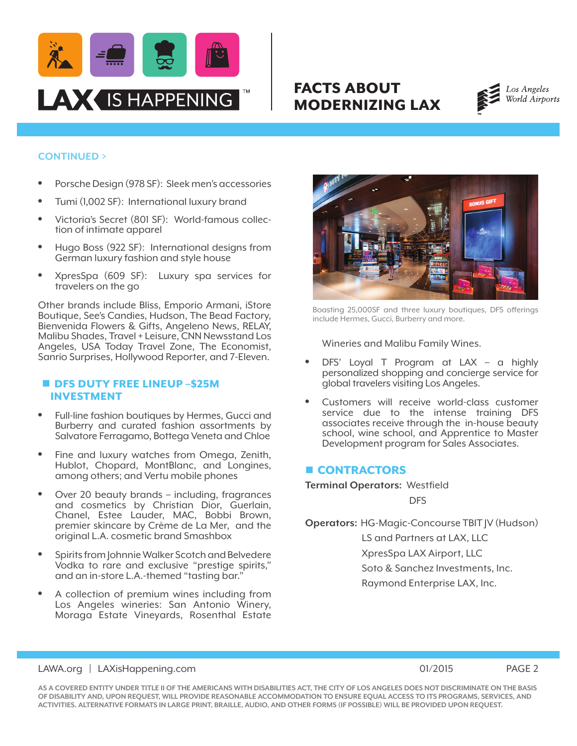CONTINUED >

- Porsche Design (978 SF): Sleek men's accessories
- Tumi (1,002 SF): International luxury brand
- Victoria's Secret (801 SF): World-famous collection of intimate apparel
- Hugo Boss (922 SF): International designs from German luxury fashion and style house
- XpresSpa (609 SF): Luxury spa services for travelers on the go

Other brands include Bliss, Emporio Armani, iStore Boutique, See's Candies, Hudson, The Bead Factory, Bienvenida Flowers & Gifts, Angeleno News, RELAY, Malibu Shades, Travel + Leisure, CNN Newsstand Los Angeles, USA Today Travel Zone, The Economist, Sanrio Surprises, Hollywood Reporter, and 7-Eleven.

## DFS DUTY FREE LINEUP –$25M INVESTMENT

- Full-line fashion boutiques by Hermes, Gucci and Burberry and curated fashion assortments by Salvatore Ferragamo, Bottega Veneta and Chloe
- Fine and luxury watches from Omega, Zenith, Hublot, Chopard, MontBlanc, and Longines, among others; and Vertu mobile phones
- Over 20 beauty brands – including, fragrances and cosmetics by Christian Dior, Guerlain, Chanel, Estee Lauder, MAC, Bobbi Brown, premier skincare by Crème de La Mer, and the original L.A. cosmetic brand Smashbox
- Spirits from Johnnie Walker Scotch and Belvedere Vodka to rare and exclusive "prestige spirits," and an in-store L.A.-themed "tasting bar."
- A collection of premium wines including from Los Angeles wineries: San Antonio Winery, Moraga Estate Vineyards, Rosenthal Estate Wineries and Malibu Family Wines.

Boasting 25,000SF and three luxury boutiques, DFS offerings include Hermes, Gucci, Burberry and more.

- DFS' Loyal T Program at LAX – a highly personalized shopping and concierge service for global travelers visiting Los Angeles.
- Customers will receive world-class customer service due to the intense training DFS associates receive through the in-house beauty school, wine school, and Apprentice to Master Development program for Sales Associates.

## CONTRACTORS

**Terminal Operators:** Westfield
DFS

**Operators:** HG-Magic-Concourse TBIT JV (Hudson)
LS and Partners at LAX, LLC
XpresSpa LAX Airport, LLC
Soto & Sanchez Investments, Inc.
Raymond Enterprise LAX, Inc.

LAWA.org | LAXisHappening.com 01/2015

AS A COVERED ENTITY UNDER TITLE II OF THE AMERICANS WITH DISABILITIES ACT, THE CITY OF LOS ANGELES DOES NOT DISCRIMINATE ON THE BASIS OF DISABILITY AND, UPON REQUEST, WILL PROVIDE REASONABLE ACCOMMODATION TO ENSURE EQUAL ACCESS TO ITS PROGRAMS, SERVICES, AND ACTIVITIES. ALTERNATIVE FORMATS IN LARGE PRINT, BRAILLE, AUDIO, AND OTHER FORMS (IF POSSIBLE) WILL BE PROVIDED UPON REQUEST.